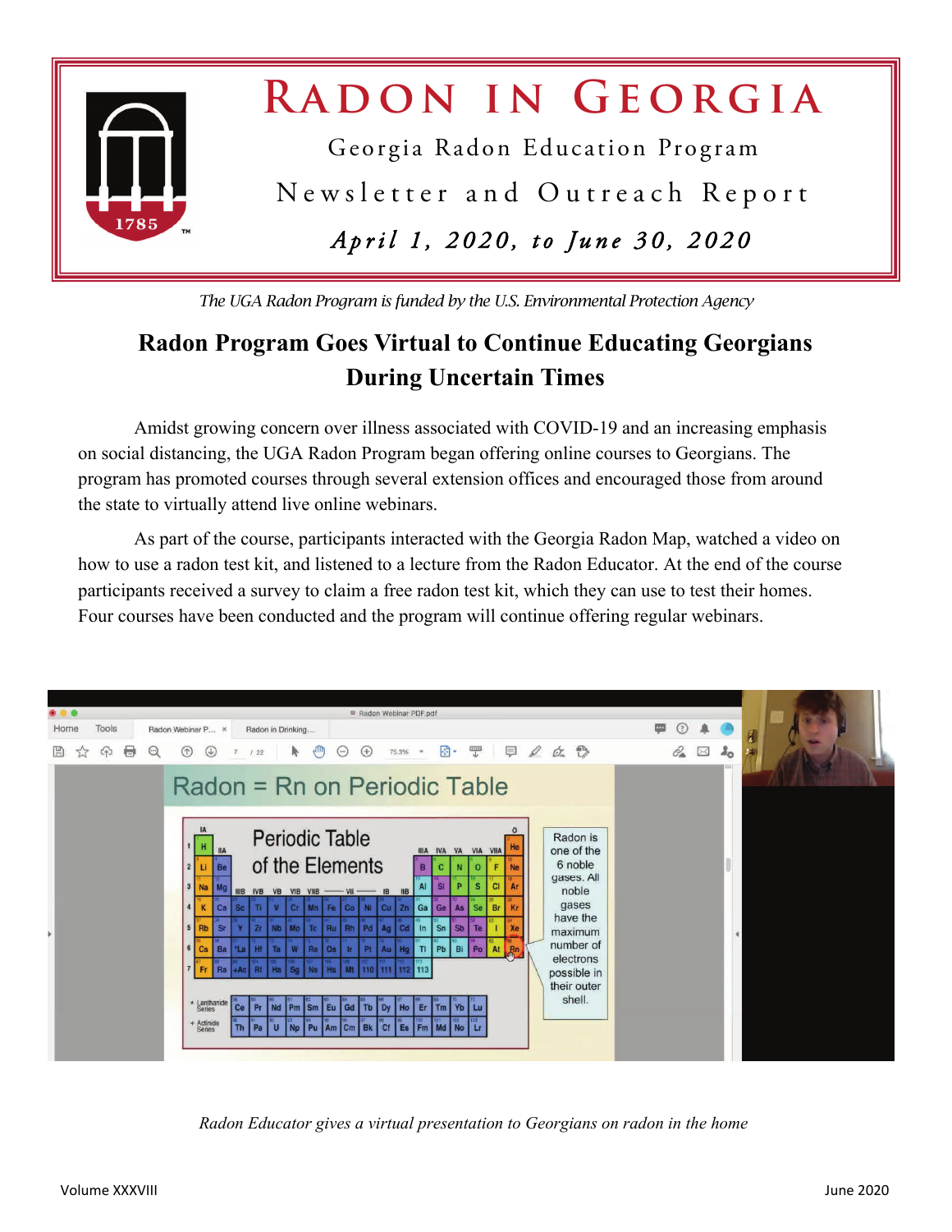# RADON IN GEORGIA

Georgia Radon Education Program

Newsletter and Outreach Report

*April 1, 2020, to June 30, 2020*

*The UGA Radon Program is funded by the U.S. Environmental Protection Agency*

## Radon Program Goes Virtual to Continue Educating Georgians During Uncertain Times

Amidst growing concern over illness associated with COVID-19 and an increasing emphasis on social distancing, the UGA Radon Program began offering online courses to Georgians. The program has promoted courses through several extension offices and encouraged those from around the state to virtually attend live online webinars.

As part of the course, participants interacted with the Georgia Radon Map, watched a video on how to use a radon test kit, and listened to a lecture from the Radon Educator. At the end of the course participants received a survey to claim a free radon test kit, which they can use to test their homes. Four courses have been conducted and the program will continue offering regular webinars.

*Radon Educator gives a virtual presentation to Georgians on radon in the home*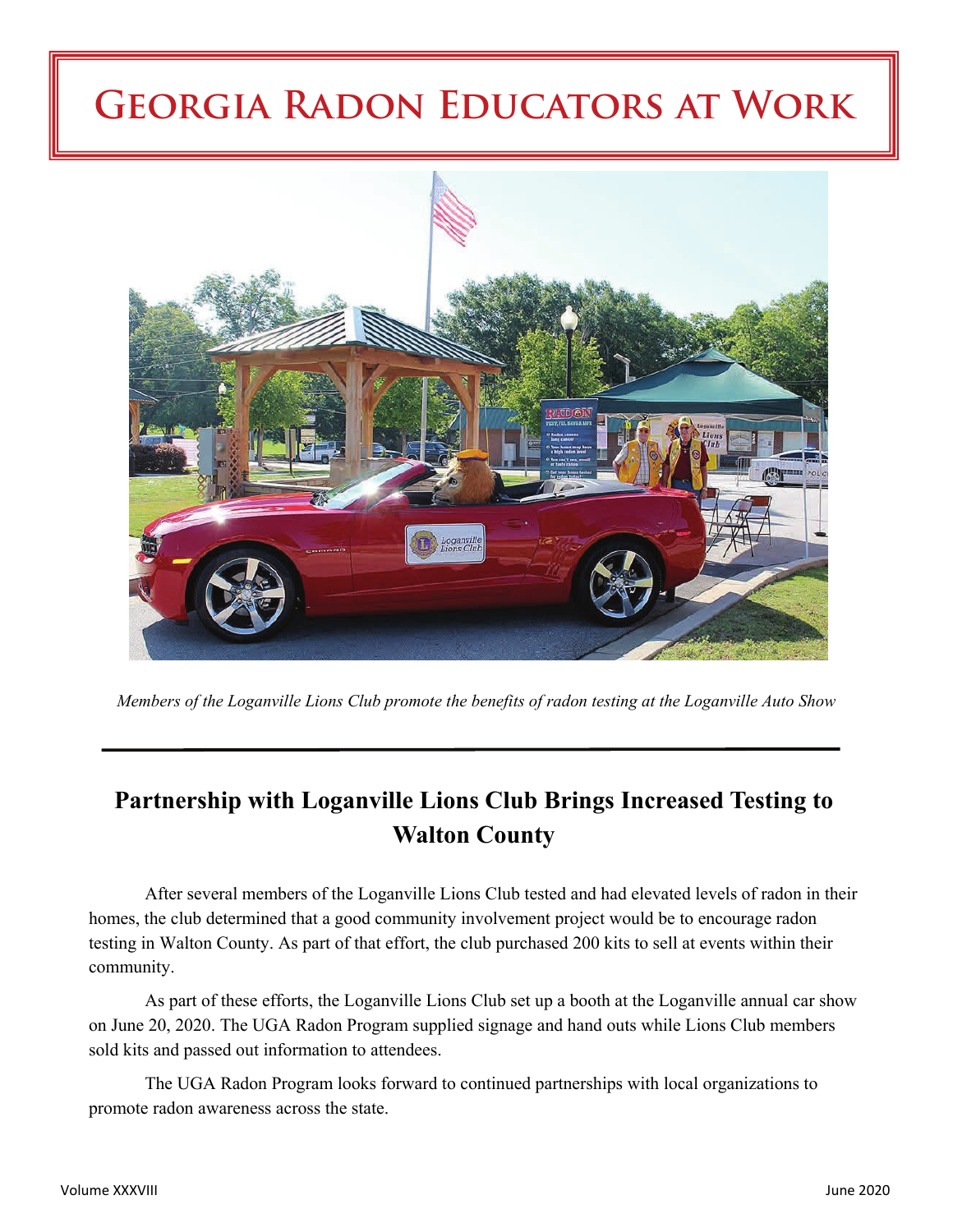# Georgia Radon Educators at Work

*Members of the Loganville Lions Club promote the benefits of radon testing at the Loganville Auto Show*

## Partnership with Loganville Lions Club Brings Increased Testing to Walton County

After several members of the Loganville Lions Club tested and had elevated levels of radon in their homes, the club determined that a good community involvement project would be to encourage radon testing in Walton County. As part of that effort, the club purchased 200 kits to sell at events within their community.

As part of these efforts, the Loganville Lions Club set up a booth at the Loganville annual car show on June 20, 2020. The UGA Radon Program supplied signage and hand outs while Lions Club members sold kits and passed out information to attendees.

The UGA Radon Program looks forward to continued partnerships with local organizations to promote radon awareness across the state.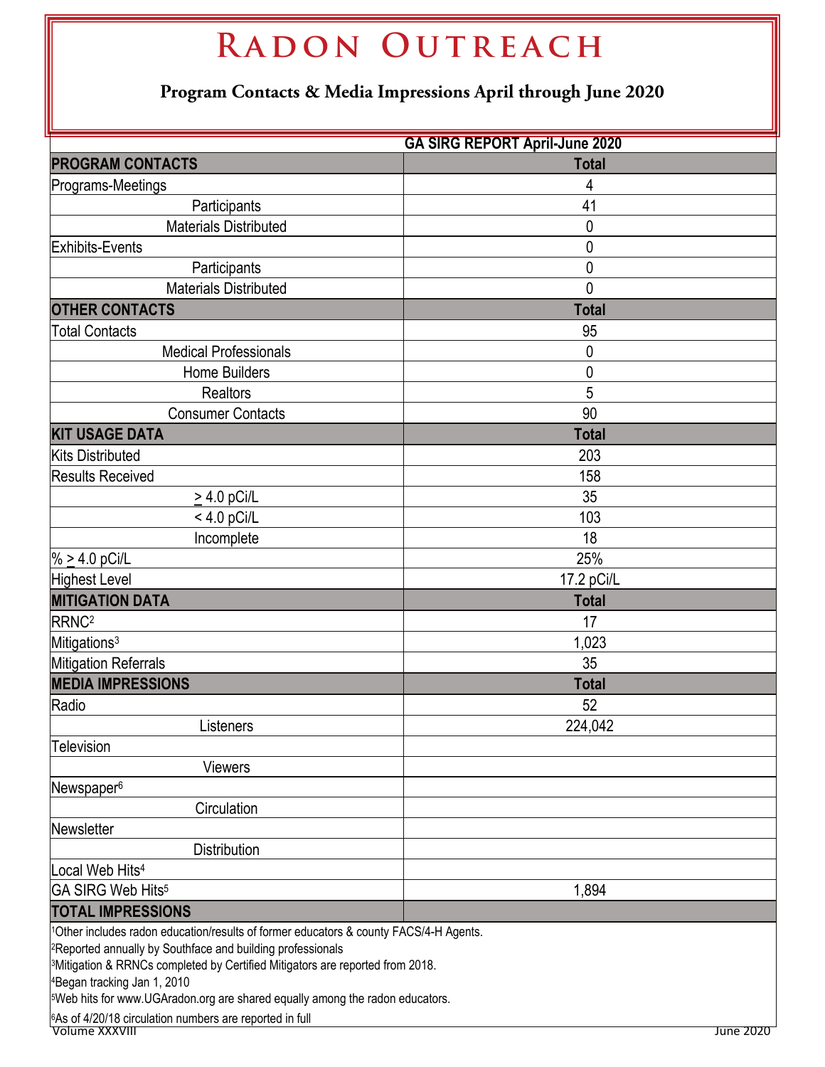# Radon Outreach

## Program Contacts & Media Impressions April through June 2020

| | GA SIRG REPORT April-June 2020 |
|---|---|
| **PROGRAM CONTACTS** | **Total** |
| Programs-Meetings | 4 |
| Participants | 41 |
| Materials Distributed | 0 |
| Exhibits-Events | 0 |
| Participants | 0 |
| Materials Distributed | 0 |
| **OTHER CONTACTS** | **Total** |
| Total Contacts | 95 |
| Medical Professionals | 0 |
| Home Builders | 0 |
| Realtors | 5 |
| Consumer Contacts | 90 |
| **KIT USAGE DATA** | **Total** |
| Kits Distributed | 203 |
| Results Received | 158 |
| ≥ 4.0 pCi/L | 35 |
| < 4.0 pCi/L | 103 |
| Incomplete | 18 |
| % ≥ 4.0 pCi/L | 25% |
| Highest Level | 17.2 pCi/L |
| **MITIGATION DATA** | **Total** |
| RRNC[2] | 17 |
| Mitigations[3] | 1,023 |
| Mitigation Referrals | 35 |
| **MEDIA IMPRESSIONS** | **Total** |
| Radio | 52 |
| Listeners | 224,042 |
| Television | |
| Viewers | |
| Newspaper[6] | |
| Circulation | |
| Newsletter | |
| Distribution | |
| Local Web Hits[4] | |
| GA SIRG Web Hits[5] | 1,894 |
| **TOTAL IMPRESSIONS** | |

[1]Other includes radon education/results of former educators & county FACS/4-H Agents.
[2]Reported annually by Southface and building professionals
[3]Mitigation & RRNCs completed by Certified Mitigators are reported from 2018.
[4]Began tracking Jan 1, 2010
[5]Web hits for www.UGAradon.org are shared equally among the radon educators.
[6]As of 4/20/18 circulation numbers are reported in full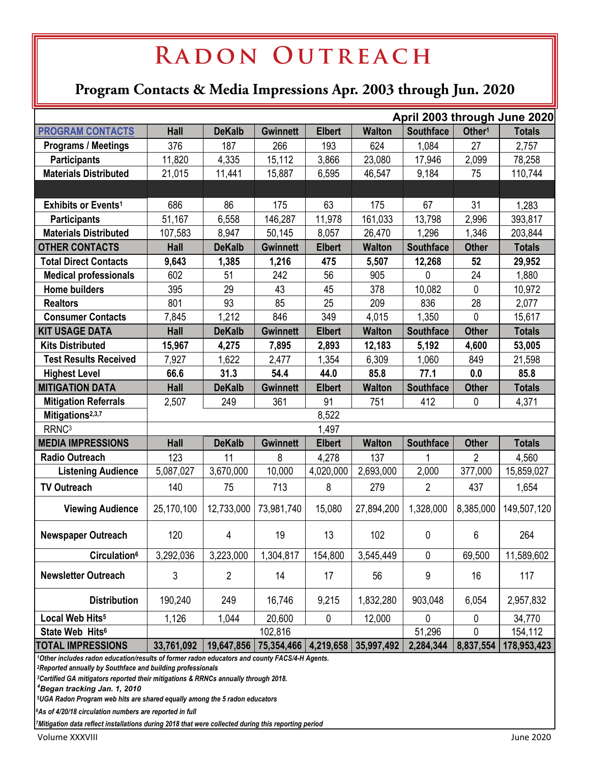# Radon Outreach

## Program Contacts & Media Impressions Apr. 2003 through Jun. 2020

| April 2003 through June 2020 | | | | | | | | |
|---|---|---|---|---|---|---|---|---|
| **PROGRAM CONTACTS** | **Hall** | **DeKalb** | **Gwinnett** | **Elbert** | **Walton** | **Southface** | **Other[1]** | **Totals** |
| **Programs / Meetings** | 376 | 187 | 266 | 193 | 624 | 1,084 | 27 | 2,757 |
| **Participants** | 11,820 | 4,335 | 15,112 | 3,866 | 23,080 | 17,946 | 2,099 | 78,258 |
| **Materials Distributed** | 21,015 | 11,441 | 15,887 | 6,595 | 46,547 | 9,184 | 75 | 110,744 |
| | | | | | | | | |
| **Exhibits or Events[1]** | 686 | 86 | 175 | 63 | 175 | 67 | 31 | 1,283 |
| **Participants** | 51,167 | 6,558 | 146,287 | 11,978 | 161,033 | 13,798 | 2,996 | 393,817 |
| **Materials Distributed** | 107,583 | 8,947 | 50,145 | 8,057 | 26,470 | 1,296 | 1,346 | 203,844 |
| **OTHER CONTACTS** | **Hall** | **DeKalb** | **Gwinnett** | **Elbert** | **Walton** | **Southface** | **Other** | **Totals** |
| **Total Direct Contacts** | **9,643** | **1,385** | **1,216** | **475** | **5,507** | **12,268** | **52** | **29,952** |
| **Medical professionals** | 602 | 51 | 242 | 56 | 905 | 0 | 24 | 1,880 |
| **Home builders** | 395 | 29 | 43 | 45 | 378 | 10,082 | 0 | 10,972 |
| **Realtors** | 801 | 93 | 85 | 25 | 209 | 836 | 28 | 2,077 |
| **Consumer Contacts** | 7,845 | 1,212 | 846 | 349 | 4,015 | 1,350 | 0 | 15,617 |
| **KIT USAGE DATA** | **Hall** | **DeKalb** | **Gwinnett** | **Elbert** | **Walton** | **Southface** | **Other** | **Totals** |
| **Kits Distributed** | **15,967** | **4,275** | **7,895** | **2,893** | **12,183** | **5,192** | **4,600** | **53,005** |
| **Test Results Received** | 7,927 | 1,622 | 2,477 | 1,354 | 6,309 | 1,060 | 849 | 21,598 |
| **Highest Level** | **66.6** | **31.3** | **54.4** | **44.0** | **85.8** | **77.1** | **0.0** | **85.8** |
| **MITIGATION DATA** | **Hall** | **DeKalb** | **Gwinnett** | **Elbert** | **Walton** | **Southface** | **Other** | **Totals** |
| **Mitigation Referrals** | 2,507 | 249 | 361 | 91 | 751 | 412 | 0 | 4,371 |
| **Mitigations[2,3,7]** | 8,522 | | | | | | | |
| RRNC[3] | 1,497 | | | | | | | |
| **MEDIA IMPRESSIONS** | **Hall** | **DeKalb** | **Gwinnett** | **Elbert** | **Walton** | **Southface** | **Other** | **Totals** |
| **Radio Outreach** | 123 | 11 | 8 | 4,278 | 137 | 1 | 2 | 4,560 |
| **Listening Audience** | 5,087,027 | 3,670,000 | 10,000 | 4,020,000 | 2,693,000 | 2,000 | 377,000 | 15,859,027 |
| **TV Outreach** | 140 | 75 | 713 | 8 | 279 | 2 | 437 | 1,654 |
| **Viewing Audience** | 25,170,100 | 12,733,000 | 73,981,740 | 15,080 | 27,894,200 | 1,328,000 | 8,385,000 | 149,507,120 |
| **Newspaper Outreach** | 120 | 4 | 19 | 13 | 102 | 0 | 6 | 264 |
| **Circulation[6]** | 3,292,036 | 3,223,000 | 1,304,817 | 154,800 | 3,545,449 | 0 | 69,500 | 11,589,602 |
| **Newsletter Outreach** | 3 | 2 | 14 | 17 | 56 | 9 | 16 | 117 |
| **Distribution** | 190,240 | 249 | 16,746 | 9,215 | 1,832,280 | 903,048 | 6,054 | 2,957,832 |
| **Local Web Hits[5]** | 1,126 | 1,044 | 20,600 | 0 | 12,000 | 0 | 0 | 34,770 |
| **State Web Hits[6]** | 102,816 | | | | | 51,296 | 0 | 154,112 |
| **TOTAL IMPRESSIONS** | **33,761,092** | **19,647,856** | **75,354,466** | **4,219,658** | **35,997,492** | **2,284,344** | **8,837,554** | **178,953,423** |

*[1]Other includes radon education/results of former radon educators and county FACS/4-H Agents.*
*[2]Reported annually by Southface and building professionals*
*[3]Certified GA mitigators reported their mitigations & RRNCs annually through 2018.*
*[4]Began tracking Jan. 1, 2010*
*[5]UGA Radon Program web hits are shared equally among the 5 radon educators*
*[6]As of 4/20/18 circulation numbers are reported in full*
*[7]Mitigation data reflect installations during 2018 that were collected during this reporting period*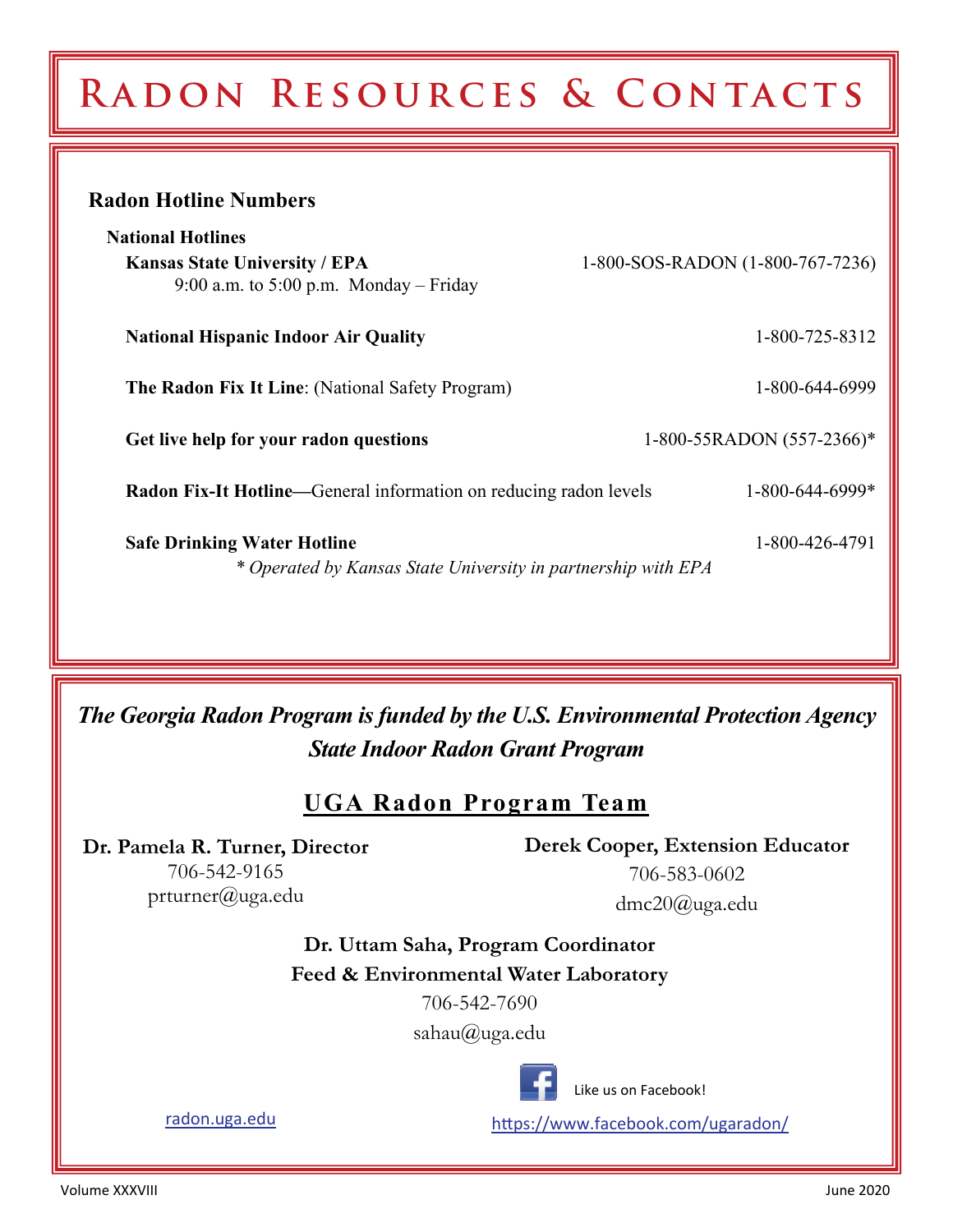# Radon Resources & Contacts

## Radon Hotline Numbers

### National Hotlines

**Kansas State University / EPA** 1-800-SOS-RADON (1-800-767-7236)
9:00 a.m. to 5:00 p.m. Monday – Friday

**National Hispanic Indoor Air Quality** 1-800-725-8312

**The Radon Fix It Line**: (National Safety Program) 1-800-644-6999

**Get live help for your radon questions** 1-800-55RADON (557-2366)*

**Radon Fix-It Hotline—**General information on reducing radon levels 1-800-644-6999*

**Safe Drinking Water Hotline** 1-800-426-4791

*\* Operated by Kansas State University in partnership with EPA*

***The Georgia Radon Program is funded by the U.S. Environmental Protection Agency State Indoor Radon Grant Program***

## UGA Radon Program Team

**Dr. Pamela R. Turner, Director**
706-542-9165
prturner@uga.edu

**Derek Cooper, Extension Educator**
706-583-0602
dmc20@uga.edu

**Dr. Uttam Saha, Program Coordinator**
**Feed & Environmental Water Laboratory**
706-542-7690
sahau@uga.edu

Like us on Facebook!

radon.uga.edu

https://www.facebook.com/ugaradon/